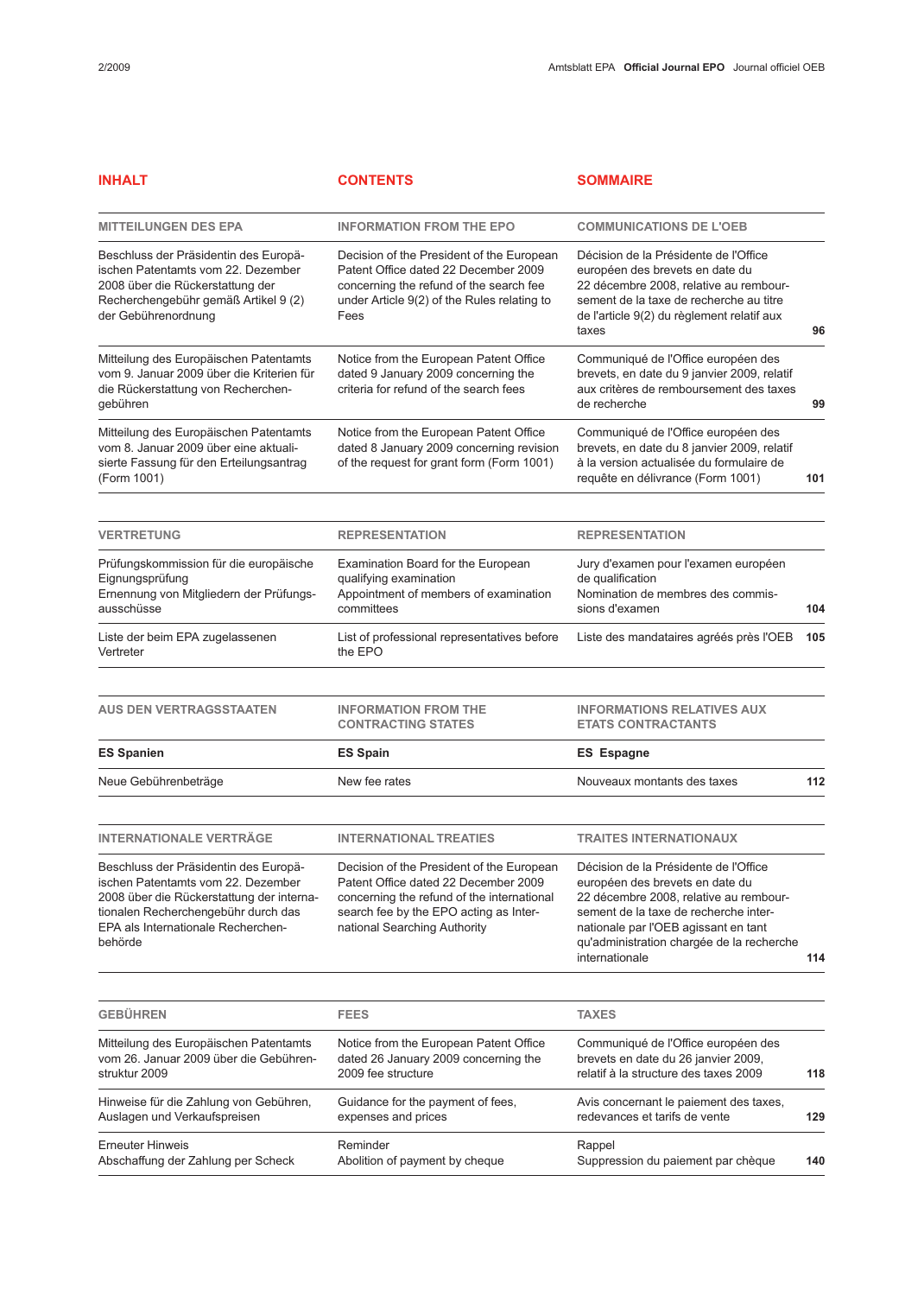| INHALT | CONTENTS | SOMMAIRE | |
|---|---|---|---|
| **MITTEILUNGEN DES EPA** | **INFORMATION FROM THE EPO** | **COMMUNICATIONS DE L'OEB** | |
| Beschluss der Präsidentin des Europäischen Patentamts vom 22. Dezember 2008 über die Rückerstattung der Recherchengebühr gemäß Artikel 9 (2) der Gebührenordnung | Decision of the President of the European Patent Office dated 22 December 2009 concerning the refund of the search fee under Article 9(2) of the Rules relating to Fees | Décision de la Présidente de l'Office européen des brevets en date du 22 décembre 2008, relative au remboursement de la taxe de recherche au titre de l'article 9(2) du règlement relatif aux taxes | **96** |
| Mitteilung des Europäischen Patentamts vom 9. Januar 2009 über die Kriterien für die Rückerstattung von Recherchengebühren | Notice from the European Patent Office dated 9 January 2009 concerning the criteria for refund of the search fees | Communiqué de l'Office européen des brevets, en date du 9 janvier 2009, relatif aux critères de remboursement des taxes de recherche | **99** |
| Mitteilung des Europäischen Patentamts vom 8. Januar 2009 über eine aktualisierte Fassung für den Erteilungsantrag (Form 1001) | Notice from the European Patent Office dated 8 January 2009 concerning revision of the request for grant form (Form 1001) | Communiqué de l'Office européen des brevets, en date du 8 janvier 2009, relatif à la version actualisée du formulaire de requête en délivrance (Form 1001) | **101** |
| **VERTRETUNG** | **REPRESENTATION** | **REPRESENTATION** | |
| Prüfungskommission für die europäische Eignungsprüfung<br>Ernennung von Mitgliedern der Prüfungsausschüsse | Examination Board for the European qualifying examination<br>Appointment of members of examination committees | Jury d'examen pour l'examen européen de qualification<br>Nomination de membres des commissions d'examen | **104** |
| Liste der beim EPA zugelassenen Vertreter | List of professional representatives before the EPO | Liste des mandataires agréés près l'OEB | **105** |
| **AUS DEN VERTRAGSSTAATEN** | **INFORMATION FROM THE CONTRACTING STATES** | **INFORMATIONS RELATIVES AUX ETATS CONTRACTANTS** | |
| **ES Spanien** | **ES Spain** | **ES Espagne** | |
| Neue Gebührenbeträge | New fee rates | Nouveaux montants des taxes | **112** |
| **INTERNATIONALE VERTRÄGE** | **INTERNATIONAL TREATIES** | **TRAITES INTERNATIONAUX** | |
| Beschluss der Präsidentin des Europäischen Patentamts vom 22. Dezember 2008 über die Rückerstattung der internationalen Recherchengebühr durch das EPA als Internationale Recherchenbehörde | Decision of the President of the European Patent Office dated 22 December 2009 concerning the refund of the international search fee by the EPO acting as International Searching Authority | Décision de la Présidente de l'Office européen des brevets en date du 22 décembre 2008, relative au remboursement de la taxe de recherche internationale par l'OEB agissant en tant qu'administration chargée de la recherche internationale | **114** |
| **GEBÜHREN** | **FEES** | **TAXES** | |
| Mitteilung des Europäischen Patentamts vom 26. Januar 2009 über die Gebührenstruktur 2009 | Notice from the European Patent Office dated 26 January 2009 concerning the 2009 fee structure | Communiqué de l'Office européen des brevets en date du 26 janvier 2009, relatif à la structure des taxes 2009 | **118** |
| Hinweise für die Zahlung von Gebühren, Auslagen und Verkaufspreisen | Guidance for the payment of fees, expenses and prices | Avis concernant le paiement des taxes, redevances et tarifs de vente | **129** |
| Erneuter Hinweis<br>Abschaffung der Zahlung per Scheck | Reminder<br>Abolition of payment by cheque | Rappel<br>Suppression du paiement par chèque | **140** |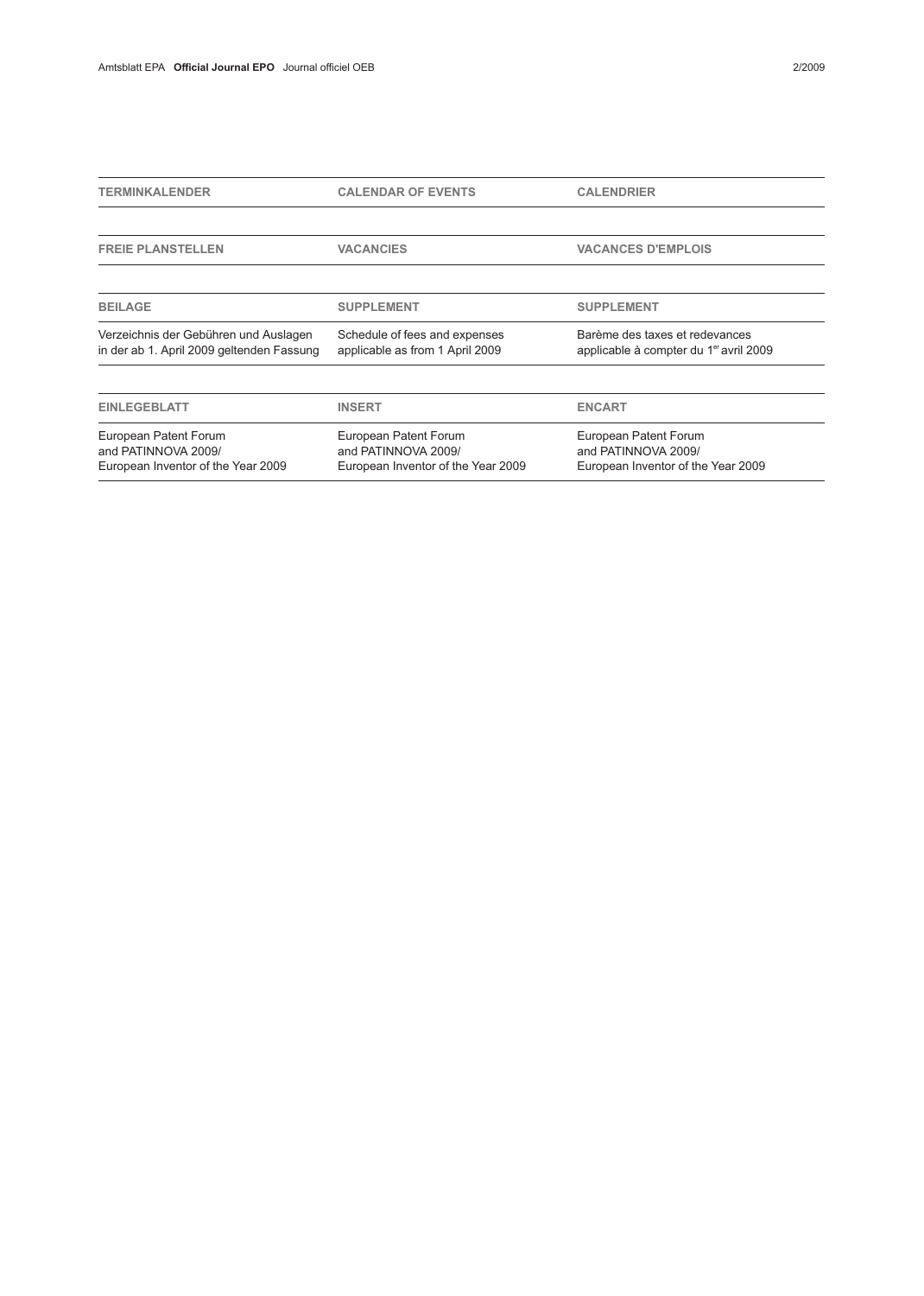| TERMINKALENDER | CALENDAR OF EVENTS | CALENDRIER |
|---|---|---|

| FREIE PLANSTELLEN | VACANCIES | VACANCES D'EMPLOIS |
|---|---|---|

| BEILAGE | SUPPLEMENT | SUPPLEMENT |
|---|---|---|
| Verzeichnis der Gebühren und Auslagen in der ab 1. April 2009 geltenden Fassung | Schedule of fees and expenses applicable as from 1 April 2009 | Barème des taxes et redevances applicable à compter du 1er avril 2009 |

| EINLEGEBLATT | INSERT | ENCART |
|---|---|---|
| European Patent Forum and PATINNOVA 2009/ European Inventor of the Year 2009 | European Patent Forum and PATINNOVA 2009/ European Inventor of the Year 2009 | European Patent Forum and PATINNOVA 2009/ European Inventor of the Year 2009 |